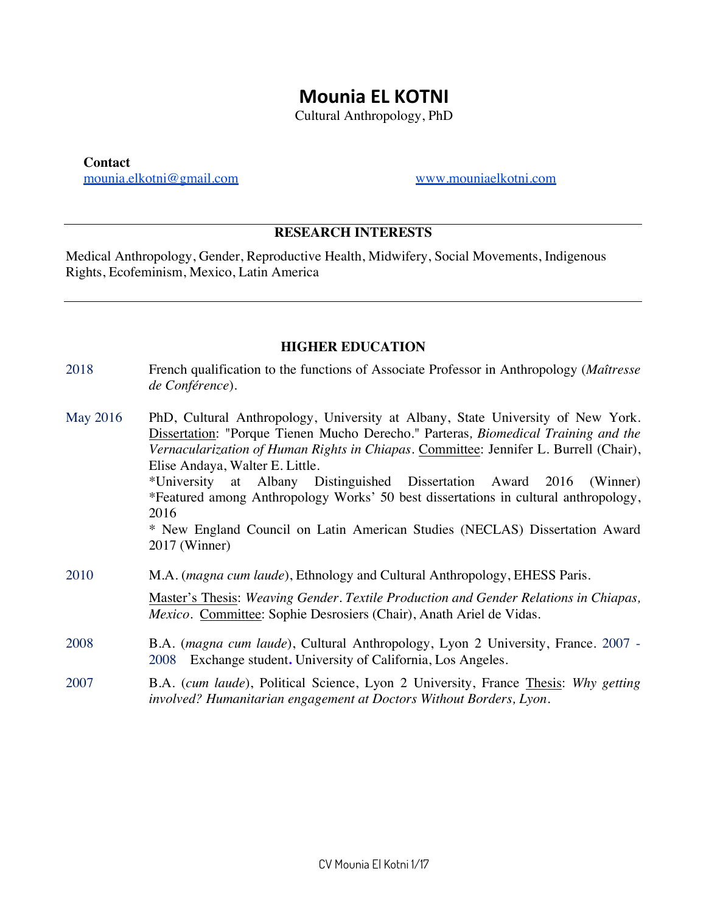# Mounia EL KOTNI

Cultural Anthropology, PhD

**Contact**

mounia.elkotni@gmail.com www.mouniaelkotni.com

## RESEARCH INTERESTS

Medical Anthropology, Gender, Reproductive Health, Midwifery, Social Movements, Indigenous Rights, Ecofeminism, Mexico, Latin America

## HIGHER EDUCATION

2018 French qualification to the functions of Associate Professor in Anthropology (*Maîtresse de Conférence*).

May 2016 PhD, Cultural Anthropology, University at Albany, State University of New York. Dissertation: "Porque Tienen Mucho Derecho." Parteras*, Biomedical Training and the Vernacularization of Human Rights in Chiapas*. Committee: Jennifer L. Burrell (Chair), Elise Andaya, Walter E. Little.
*University at Albany Distinguished Dissertation Award 2016 (Winner)
*Featured among Anthropology Works' 50 best dissertations in cultural anthropology, 2016
* New England Council on Latin American Studies (NECLAS) Dissertation Award 2017 (Winner)

2010 M.A. (*magna cum laude*), Ethnology and Cultural Anthropology, EHESS Paris.

Master's Thesis: *Weaving Gender. Textile Production and Gender Relations in Chiapas, Mexico*. Committee: Sophie Desrosiers (Chair), Anath Ariel de Vidas.

2008 B.A. (*magna cum laude*), Cultural Anthropology, Lyon 2 University, France. 2007 - 2008 Exchange student. University of California, Los Angeles.

2007 B.A. (*cum laude*), Political Science, Lyon 2 University, France Thesis: *Why getting involved? Humanitarian engagement at Doctors Without Borders, Lyon.*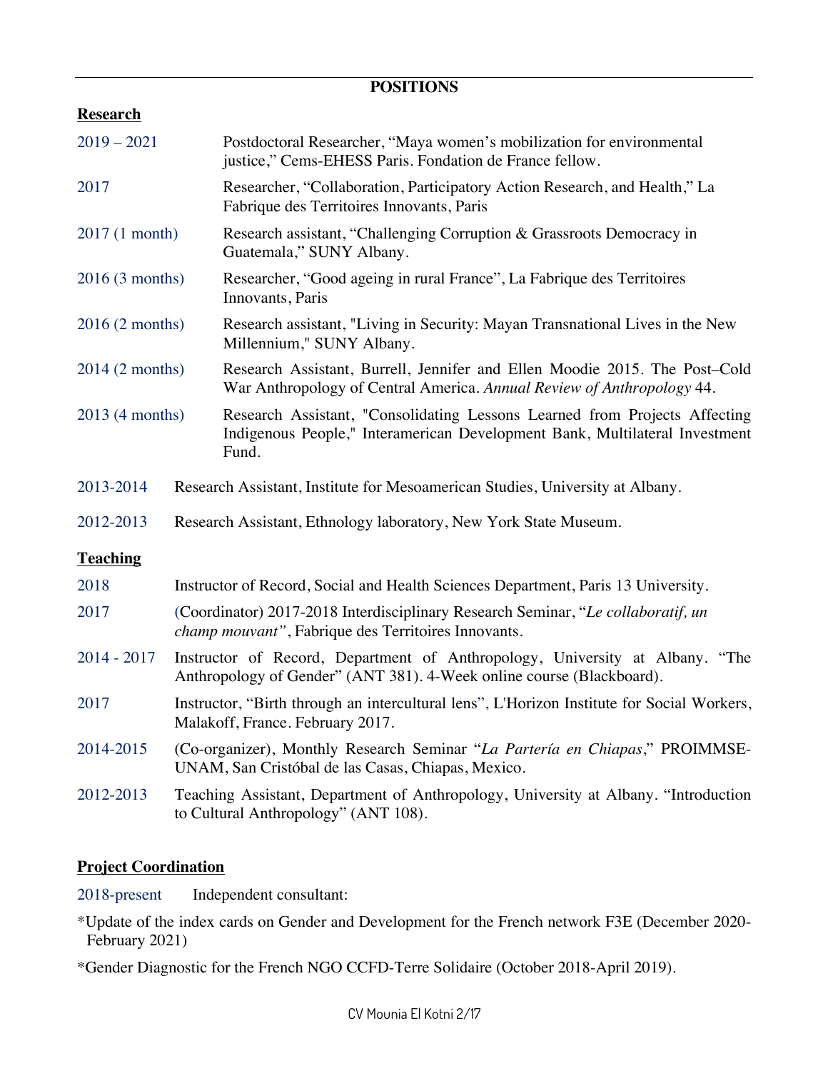## POSITIONS

### Research

2019 – 2021 Postdoctoral Researcher, "Maya women's mobilization for environmental justice," Cems-EHESS Paris. Fondation de France fellow.

2017 Researcher, "Collaboration, Participatory Action Research, and Health," La Fabrique des Territoires Innovants, Paris

2017 (1 month) Research assistant, "Challenging Corruption & Grassroots Democracy in Guatemala," SUNY Albany.

2016 (3 months) Researcher, "Good ageing in rural France", La Fabrique des Territoires Innovants, Paris

2016 (2 months) Research assistant, "Living in Security: Mayan Transnational Lives in the New Millennium," SUNY Albany.

2014 (2 months) Research Assistant, Burrell, Jennifer and Ellen Moodie 2015. The Post–Cold War Anthropology of Central America. *Annual Review of Anthropology* 44.

2013 (4 months) Research Assistant, "Consolidating Lessons Learned from Projects Affecting Indigenous People," Interamerican Development Bank, Multilateral Investment Fund.

2013-2014 Research Assistant, Institute for Mesoamerican Studies, University at Albany.

2012-2013 Research Assistant, Ethnology laboratory, New York State Museum.

### Teaching

2018 Instructor of Record, Social and Health Sciences Department, Paris 13 University.

2017 (Coordinator) 2017-2018 Interdisciplinary Research Seminar, "*Le collaboratif, un champ mouvant"*, Fabrique des Territoires Innovants.

2014 - 2017 Instructor of Record, Department of Anthropology, University at Albany. "The Anthropology of Gender" (ANT 381). 4-Week online course (Blackboard).

2017 Instructor, "Birth through an intercultural lens", L'Horizon Institute for Social Workers, Malakoff, France. February 2017.

2014-2015 (Co-organizer), Monthly Research Seminar "*La Partería en Chiapas*," PROIMMSE-UNAM, San Cristóbal de las Casas, Chiapas, Mexico.

2012-2013 Teaching Assistant, Department of Anthropology, University at Albany. "Introduction to Cultural Anthropology" (ANT 108).

### Project Coordination

2018-present Independent consultant:

*Update of the index cards on Gender and Development for the French network F3E (December 2020-February 2021)

*Gender Diagnostic for the French NGO CCFD-Terre Solidaire (October 2018-April 2019).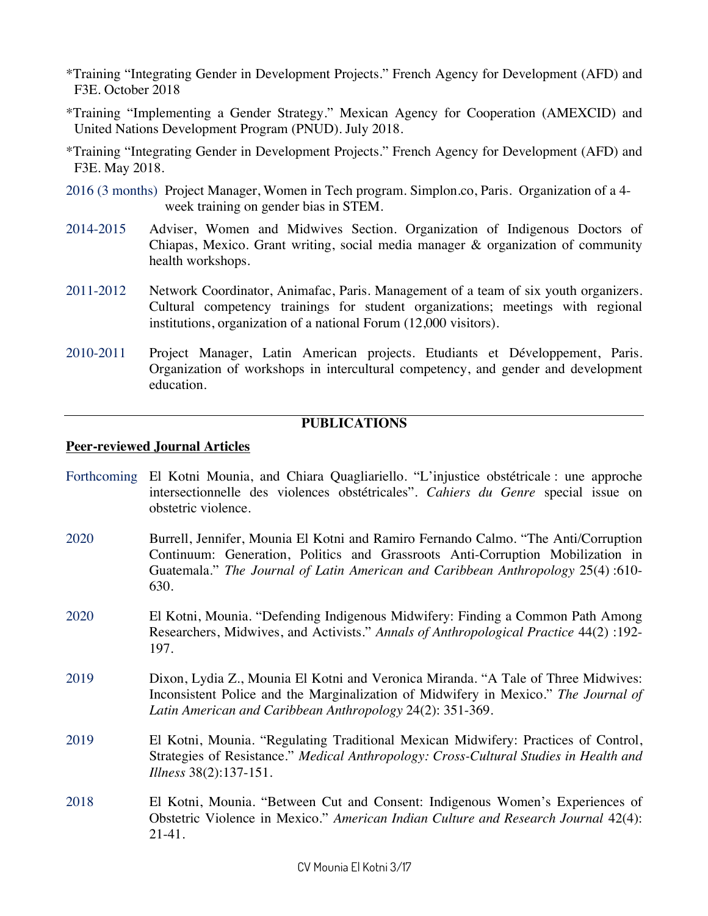*Training "Integrating Gender in Development Projects." French Agency for Development (AFD) and F3E. October 2018

*Training "Implementing a Gender Strategy." Mexican Agency for Cooperation (AMEXCID) and United Nations Development Program (PNUD). July 2018.

*Training "Integrating Gender in Development Projects." French Agency for Development (AFD) and F3E. May 2018.

2016 (3 months) Project Manager, Women in Tech program. Simplon.co, Paris. Organization of a 4-week training on gender bias in STEM.

2014-2015 Adviser, Women and Midwives Section. Organization of Indigenous Doctors of Chiapas, Mexico. Grant writing, social media manager & organization of community health workshops.

2011-2012 Network Coordinator, Animafac, Paris. Management of a team of six youth organizers. Cultural competency trainings for student organizations; meetings with regional institutions, organization of a national Forum (12,000 visitors).

2010-2011 Project Manager, Latin American projects. Etudiants et Développement, Paris. Organization of workshops in intercultural competency, and gender and development education.

## PUBLICATIONS

### Peer-reviewed Journal Articles

Forthcoming El Kotni Mounia, and Chiara Quagliariello. "L'injustice obstétricale : une approche intersectionnelle des violences obstétricales". *Cahiers du Genre* special issue on obstetric violence.

2020 Burrell, Jennifer, Mounia El Kotni and Ramiro Fernando Calmo. "The Anti/Corruption Continuum: Generation, Politics and Grassroots Anti-Corruption Mobilization in Guatemala." *The Journal of Latin American and Caribbean Anthropology* 25(4) :610-630.

2020 El Kotni, Mounia. "Defending Indigenous Midwifery: Finding a Common Path Among Researchers, Midwives, and Activists." *Annals of Anthropological Practice* 44(2) :192-197.

2019 Dixon, Lydia Z., Mounia El Kotni and Veronica Miranda. "A Tale of Three Midwives: Inconsistent Police and the Marginalization of Midwifery in Mexico." *The Journal of Latin American and Caribbean Anthropology* 24(2): 351-369.

2019 El Kotni, Mounia. "Regulating Traditional Mexican Midwifery: Practices of Control, Strategies of Resistance." *Medical Anthropology: Cross-Cultural Studies in Health and Illness* 38(2):137-151.

2018 El Kotni, Mounia. "Between Cut and Consent: Indigenous Women's Experiences of Obstetric Violence in Mexico." *American Indian Culture and Research Journal* 42(4): 21-41.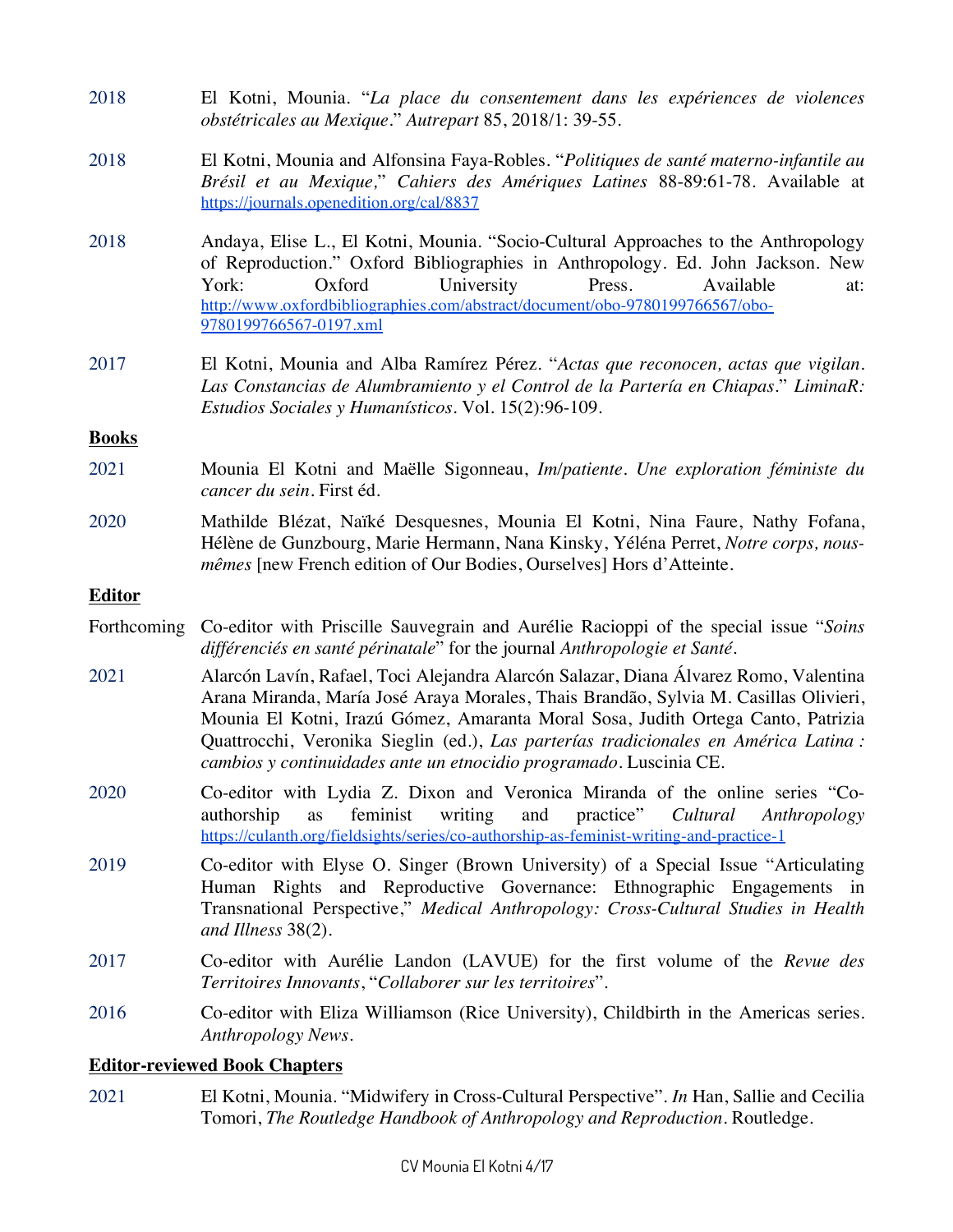2018 El Kotni, Mounia. "*La place du consentement dans les expériences de violences obstétricales au Mexique*." *Autrepart* 85, 2018/1: 39-55.

2018 El Kotni, Mounia and Alfonsina Faya-Robles. "*Politiques de santé materno-infantile au Brésil et au Mexique,*" *Cahiers des Amériques Latines* 88-89:61-78. Available at https://journals.openedition.org/cal/8837

2018 Andaya, Elise L., El Kotni, Mounia. "Socio-Cultural Approaches to the Anthropology of Reproduction." Oxford Bibliographies in Anthropology. Ed. John Jackson. New York: Oxford University Press. Available at: http://www.oxfordbibliographies.com/abstract/document/obo-9780199766567/obo-9780199766567-0197.xml

2017 El Kotni, Mounia and Alba Ramírez Pérez. "*Actas que reconocen, actas que vigilan. Las Constancias de Alumbramiento y el Control de la Partería en Chiapas*." *LiminaR: Estudios Sociales y Humanísticos*. Vol. 15(2):96-109.

**Books**

2021 Mounia El Kotni and Maëlle Sigonneau, *Im/patiente*. *Une exploration féministe du cancer du sein*. First éd.

2020 Mathilde Blézat, Naïké Desquesnes, Mounia El Kotni, Nina Faure, Nathy Fofana, Hélène de Gunzbourg, Marie Hermann, Nana Kinsky, Yéléna Perret, *Notre corps, nous-mêmes* [new French edition of Our Bodies, Ourselves] Hors d'Atteinte.

**Editor**

Forthcoming Co-editor with Priscille Sauvegrain and Aurélie Racioppi of the special issue "*Soins différenciés en santé périnatale*" for the journal *Anthropologie et Santé*.

2021 Alarcón Lavín, Rafael, Toci Alejandra Alarcón Salazar, Diana Álvarez Romo, Valentina Arana Miranda, María José Araya Morales, Thais Brandão, Sylvia M. Casillas Olivieri, Mounia El Kotni, Irazú Gómez, Amaranta Moral Sosa, Judith Ortega Canto, Patrizia Quattrocchi, Veronika Sieglin (ed.), *Las parterías tradicionales en América Latina : cambios y continuidades ante un etnocidio programado*. Luscinia CE.

2020 Co-editor with Lydia Z. Dixon and Veronica Miranda of the online series "Co-authorship as feminist writing and practice" *Cultural Anthropology* https://culanth.org/fieldsights/series/co-authorship-as-feminist-writing-and-practice-1

2019 Co-editor with Elyse O. Singer (Brown University) of a Special Issue "Articulating Human Rights and Reproductive Governance: Ethnographic Engagements in Transnational Perspective," *Medical Anthropology: Cross-Cultural Studies in Health and Illness* 38(2).

2017 Co-editor with Aurélie Landon (LAVUE) for the first volume of the *Revue des Territoires Innovants*, "*Collaborer sur les territoires*".

2016 Co-editor with Eliza Williamson (Rice University), Childbirth in the Americas series. *Anthropology News*.

**Editor-reviewed Book Chapters**

2021 El Kotni, Mounia. "Midwifery in Cross-Cultural Perspective". *In* Han, Sallie and Cecilia Tomori, *The Routledge Handbook of Anthropology and Reproduction*. Routledge.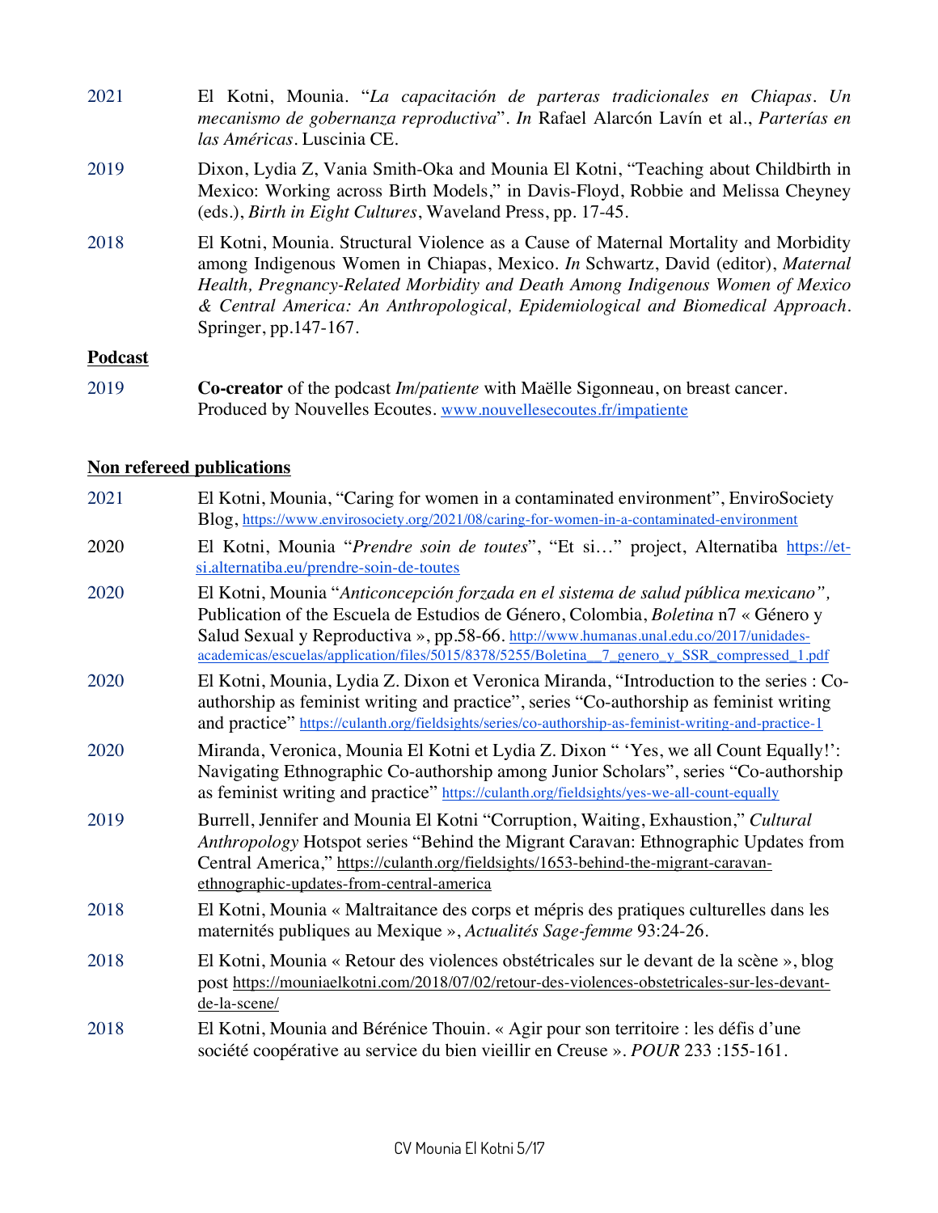2021 El Kotni, Mounia. "*La capacitación de parteras tradicionales en Chiapas. Un mecanismo de gobernanza reproductiva*". *In* Rafael Alarcón Lavín et al., *Parterías en las Américas*. Luscinia CE.

2019 Dixon, Lydia Z, Vania Smith-Oka and Mounia El Kotni, "Teaching about Childbirth in Mexico: Working across Birth Models," in Davis-Floyd, Robbie and Melissa Cheyney (eds.), *Birth in Eight Cultures*, Waveland Press, pp. 17-45.

2018 El Kotni, Mounia. Structural Violence as a Cause of Maternal Mortality and Morbidity among Indigenous Women in Chiapas, Mexico. *In* Schwartz, David (editor), *Maternal Health, Pregnancy-Related Morbidity and Death Among Indigenous Women of Mexico & Central America: An Anthropological, Epidemiological and Biomedical Approach*. Springer, pp.147-167.

**Podcast**

2019 **Co-creator** of the podcast *Im/patiente* with Maëlle Sigonneau, on breast cancer. Produced by Nouvelles Ecoutes. www.nouvellesecoutes.fr/impatiente

**Non refereed publications**

2021 El Kotni, Mounia, "Caring for women in a contaminated environment", EnviroSociety Blog, https://www.envirosociety.org/2021/08/caring-for-women-in-a-contaminated-environment

2020 El Kotni, Mounia "*Prendre soin de toutes*", "Et si…" project, Alternatiba https://et-si.alternatiba.eu/prendre-soin-de-toutes

2020 El Kotni, Mounia "*Anticoncepción forzada en el sistema de salud pública mexicano",* Publication of the Escuela de Estudios de Género, Colombia, *Boletina* n7 « Género y Salud Sexual y Reproductiva », pp.58-66. http://www.humanas.unal.edu.co/2017/unidades-academicas/escuelas/application/files/5015/8378/5255/Boletina__7_genero_y_SSR_compressed_1.pdf

2020 El Kotni, Mounia, Lydia Z. Dixon et Veronica Miranda, "Introduction to the series : Co-authorship as feminist writing and practice", series "Co-authorship as feminist writing and practice" https://culanth.org/fieldsights/series/co-authorship-as-feminist-writing-and-practice-1

2020 Miranda, Veronica, Mounia El Kotni et Lydia Z. Dixon " 'Yes, we all Count Equally!': Navigating Ethnographic Co-authorship among Junior Scholars", series "Co-authorship as feminist writing and practice" https://culanth.org/fieldsights/yes-we-all-count-equally

2019 Burrell, Jennifer and Mounia El Kotni "Corruption, Waiting, Exhaustion," *Cultural Anthropology* Hotspot series "Behind the Migrant Caravan: Ethnographic Updates from Central America," https://culanth.org/fieldsights/1653-behind-the-migrant-caravan-ethnographic-updates-from-central-america

2018 El Kotni, Mounia « Maltraitance des corps et mépris des pratiques culturelles dans les maternités publiques au Mexique », *Actualités Sage-femme* 93:24-26.

2018 El Kotni, Mounia « Retour des violences obstétricales sur le devant de la scène », blog post https://mouniaelkotni.com/2018/07/02/retour-des-violences-obstetricales-sur-les-devant-de-la-scene/

2018 El Kotni, Mounia and Bérénice Thouin. « Agir pour son territoire : les défis d'une société coopérative au service du bien vieillir en Creuse ». *POUR* 233 :155-161.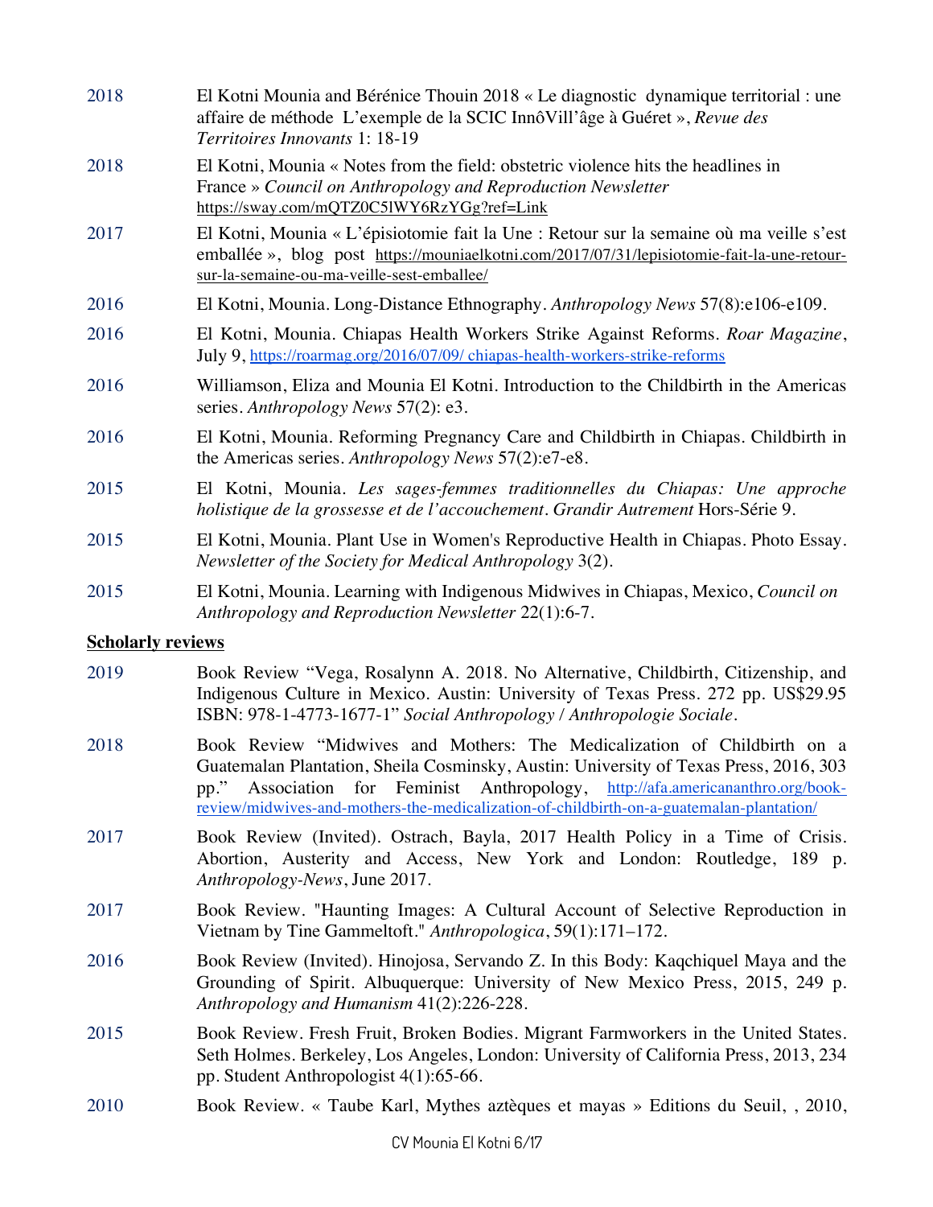2018 El Kotni Mounia and Bérénice Thouin 2018 « Le diagnostic dynamique territorial : une affaire de méthode L'exemple de la SCIC InnôVill'âge à Guéret », *Revue des Territoires Innovants* 1: 18-19

2018 El Kotni, Mounia « Notes from the field: obstetric violence hits the headlines in France » *Council on Anthropology and Reproduction Newsletter* https://sway.com/mQTZ0C5lWY6RzYGg?ref=Link

2017 El Kotni, Mounia « L'épisiotomie fait la Une : Retour sur la semaine où ma veille s'est emballée », blog post https://mouniaelkotni.com/2017/07/31/lepisiotomie-fait-la-une-retour-sur-la-semaine-ou-ma-veille-sest-emballee/

2016 El Kotni, Mounia. Long-Distance Ethnography. *Anthropology News* 57(8):e106-e109.

2016 El Kotni, Mounia. Chiapas Health Workers Strike Against Reforms. *Roar Magazine*, July 9, https://roarmag.org/2016/07/09/ chiapas-health-workers-strike-reforms

2016 Williamson, Eliza and Mounia El Kotni. Introduction to the Childbirth in the Americas series. *Anthropology News* 57(2): e3.

2016 El Kotni, Mounia. Reforming Pregnancy Care and Childbirth in Chiapas. Childbirth in the Americas series. *Anthropology News* 57(2):e7-e8.

2015 El Kotni, Mounia. *Les sages-femmes traditionnelles du Chiapas: Une approche holistique de la grossesse et de l'accouchement*. *Grandir Autrement* Hors-Série 9.

2015 El Kotni, Mounia. Plant Use in Women's Reproductive Health in Chiapas. Photo Essay. *Newsletter of the Society for Medical Anthropology* 3(2).

2015 El Kotni, Mounia. Learning with Indigenous Midwives in Chiapas, Mexico, *Council on Anthropology and Reproduction Newsletter* 22(1):6-7.

**Scholarly reviews**

2019 Book Review "Vega, Rosalynn A. 2018. No Alternative, Childbirth, Citizenship, and Indigenous Culture in Mexico. Austin: University of Texas Press. 272 pp. US$29.95 ISBN: 978-1-4773-1677-1" *Social Anthropology / Anthropologie Sociale*.

2018 Book Review "Midwives and Mothers: The Medicalization of Childbirth on a Guatemalan Plantation, Sheila Cosminsky, Austin: University of Texas Press, 2016, 303 pp." Association for Feminist Anthropology, http://afa.americananthro.org/book-review/midwives-and-mothers-the-medicalization-of-childbirth-on-a-guatemalan-plantation/

2017 Book Review (Invited). Ostrach, Bayla, 2017 Health Policy in a Time of Crisis. Abortion, Austerity and Access, New York and London: Routledge, 189 p. *Anthropology-News*, June 2017.

2017 Book Review. "Haunting Images: A Cultural Account of Selective Reproduction in Vietnam by Tine Gammeltoft." *Anthropologica*, 59(1):171–172.

2016 Book Review (Invited). Hinojosa, Servando Z. In this Body: Kaqchiquel Maya and the Grounding of Spirit. Albuquerque: University of New Mexico Press, 2015, 249 p. *Anthropology and Humanism* 41(2):226-228.

2015 Book Review. Fresh Fruit, Broken Bodies. Migrant Farmworkers in the United States. Seth Holmes. Berkeley, Los Angeles, London: University of California Press, 2013, 234 pp. Student Anthropologist 4(1):65-66.

2010 Book Review. « Taube Karl, Mythes aztèques et mayas » Editions du Seuil, , 2010,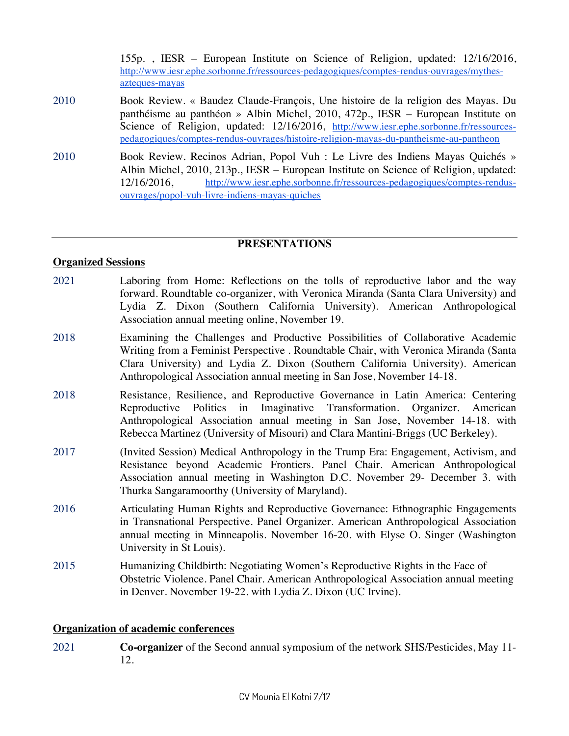155p. , IESR – European Institute on Science of Religion, updated: 12/16/2016, http://www.iesr.ephe.sorbonne.fr/ressources-pedagogiques/comptes-rendus-ouvrages/mythes-azteques-mayas

2010 Book Review. « Baudez Claude-François, Une histoire de la religion des Mayas. Du panthéisme au panthéon » Albin Michel, 2010, 472p., IESR – European Institute on Science of Religion, updated: 12/16/2016, http://www.iesr.ephe.sorbonne.fr/ressources-pedagogiques/comptes-rendus-ouvrages/histoire-religion-mayas-du-pantheisme-au-pantheon

2010 Book Review. Recinos Adrian, Popol Vuh : Le Livre des Indiens Mayas Quichés » Albin Michel, 2010, 213p., IESR – European Institute on Science of Religion, updated: 12/16/2016, http://www.iesr.ephe.sorbonne.fr/ressources-pedagogiques/comptes-rendus-ouvrages/popol-vuh-livre-indiens-mayas-quiches

## PRESENTATIONS

**Organized Sessions**

2021 Laboring from Home: Reflections on the tolls of reproductive labor and the way forward. Roundtable co-organizer, with Veronica Miranda (Santa Clara University) and Lydia Z. Dixon (Southern California University). American Anthropological Association annual meeting online, November 19.

2018 Examining the Challenges and Productive Possibilities of Collaborative Academic Writing from a Feminist Perspective . Roundtable Chair, with Veronica Miranda (Santa Clara University) and Lydia Z. Dixon (Southern California University). American Anthropological Association annual meeting in San Jose, November 14-18.

2018 Resistance, Resilience, and Reproductive Governance in Latin America: Centering Reproductive Politics in Imaginative Transformation. Organizer. American Anthropological Association annual meeting in San Jose, November 14-18. with Rebecca Martinez (University of Misouri) and Clara Mantini-Briggs (UC Berkeley).

2017 (Invited Session) Medical Anthropology in the Trump Era: Engagement, Activism, and Resistance beyond Academic Frontiers. Panel Chair. American Anthropological Association annual meeting in Washington D.C. November 29- December 3. with Thurka Sangaramoorthy (University of Maryland).

2016 Articulating Human Rights and Reproductive Governance: Ethnographic Engagements in Transnational Perspective. Panel Organizer. American Anthropological Association annual meeting in Minneapolis. November 16-20. with Elyse O. Singer (Washington University in St Louis).

2015 Humanizing Childbirth: Negotiating Women's Reproductive Rights in the Face of Obstetric Violence. Panel Chair. American Anthropological Association annual meeting in Denver. November 19-22. with Lydia Z. Dixon (UC Irvine).

**Organization of academic conferences**

2021 **Co-organizer** of the Second annual symposium of the network SHS/Pesticides, May 11-12.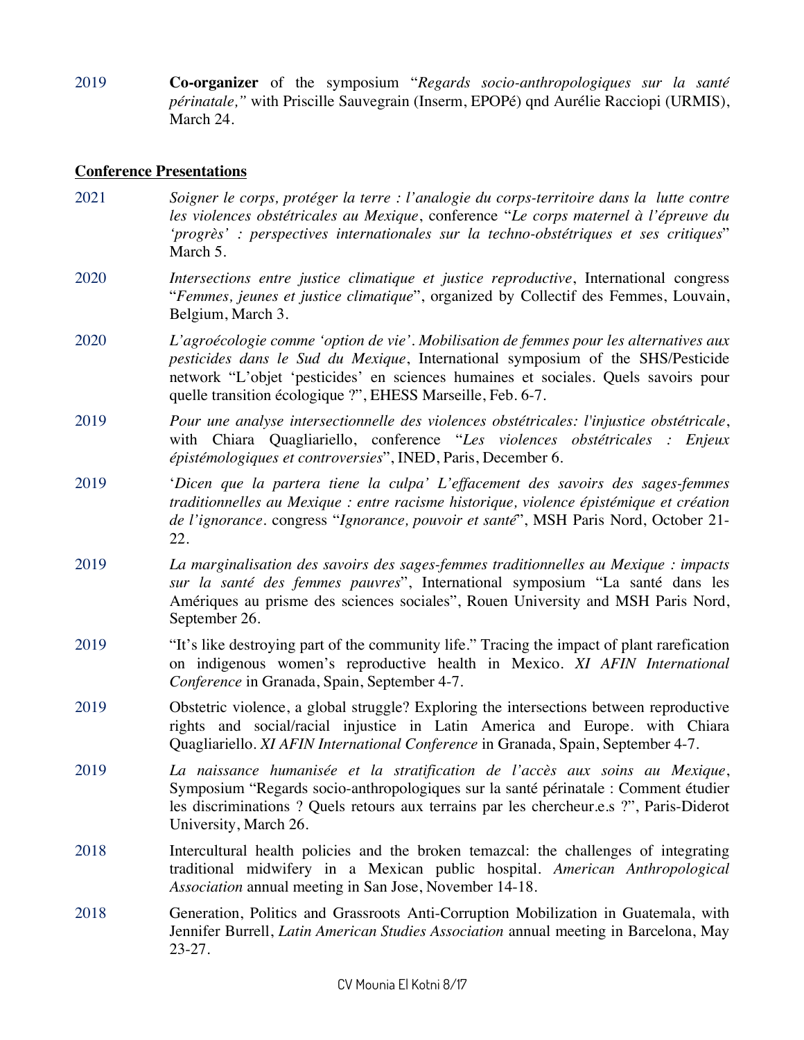2019 **Co-organizer** of the symposium "*Regards socio-anthropologiques sur la santé périnatale,"* with Priscille Sauvegrain (Inserm, EPOPé) qnd Aurélie Racciopi (URMIS), March 24.

## Conference Presentations

2021 *Soigner le corps, protéger la terre : l'analogie du corps-territoire dans la lutte contre les violences obstétricales au Mexique*, conference "*Le corps maternel à l'épreuve du 'progrès' : perspectives internationales sur la techno-obstétriques et ses critiques*" March 5.

2020 *Intersections entre justice climatique et justice reproductive*, International congress "*Femmes, jeunes et justice climatique*", organized by Collectif des Femmes, Louvain, Belgium, March 3.

2020 *L'agroécologie comme 'option de vie'. Mobilisation de femmes pour les alternatives aux pesticides dans le Sud du Mexique*, International symposium of the SHS/Pesticide network "L'objet 'pesticides' en sciences humaines et sociales. Quels savoirs pour quelle transition écologique ?", EHESS Marseille, Feb. 6-7.

2019 *Pour une analyse intersectionnelle des violences obstétricales: l'injustice obstétricale*, with Chiara Quagliariello, conference "*Les violences obstétricales : Enjeux épistémologiques et controversies*", INED, Paris, December 6.

2019 '*Dicen que la partera tiene la culpa' L'effacement des savoirs des sages-femmes traditionnelles au Mexique : entre racisme historique, violence épistémique et création de l'ignorance*. congress "*Ignorance, pouvoir et santé*", MSH Paris Nord, October 21-22.

2019 *La marginalisation des savoirs des sages-femmes traditionnelles au Mexique : impacts sur la santé des femmes pauvres*", International symposium "La santé dans les Amériques au prisme des sciences sociales", Rouen University and MSH Paris Nord, September 26.

2019 "It's like destroying part of the community life." Tracing the impact of plant rarefication on indigenous women's reproductive health in Mexico. *XI AFIN International Conference* in Granada, Spain, September 4-7.

2019 Obstetric violence, a global struggle? Exploring the intersections between reproductive rights and social/racial injustice in Latin America and Europe. with Chiara Quagliariello. *XI AFIN International Conference* in Granada, Spain, September 4-7.

2019 *La naissance humanisée et la stratification de l'accès aux soins au Mexique*, Symposium "Regards socio-anthropologiques sur la santé périnatale : Comment étudier les discriminations ? Quels retours aux terrains par les chercheur.e.s ?", Paris-Diderot University, March 26.

2018 Intercultural health policies and the broken temazcal: the challenges of integrating traditional midwifery in a Mexican public hospital. *American Anthropological Association* annual meeting in San Jose, November 14-18.

2018 Generation, Politics and Grassroots Anti-Corruption Mobilization in Guatemala, with Jennifer Burrell, *Latin American Studies Association* annual meeting in Barcelona, May 23-27.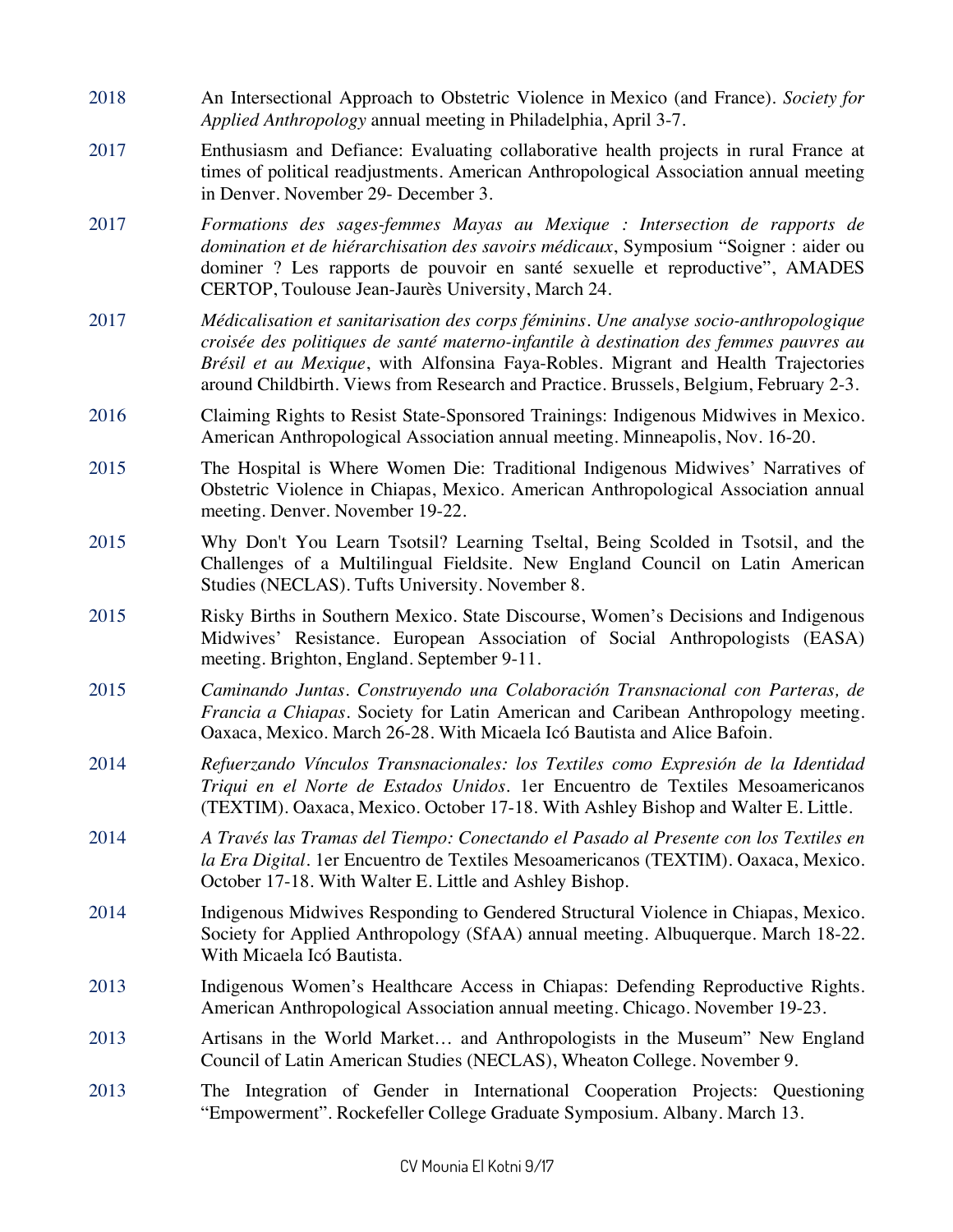2018 An Intersectional Approach to Obstetric Violence in Mexico (and France). *Society for Applied Anthropology* annual meeting in Philadelphia, April 3-7.

2017 Enthusiasm and Defiance: Evaluating collaborative health projects in rural France at times of political readjustments. American Anthropological Association annual meeting in Denver. November 29- December 3.

2017 *Formations des sages-femmes Mayas au Mexique : Intersection de rapports de domination et de hiérarchisation des savoirs médicaux*, Symposium "Soigner : aider ou dominer ? Les rapports de pouvoir en santé sexuelle et reproductive", AMADES CERTOP, Toulouse Jean-Jaurès University, March 24.

2017 *Médicalisation et sanitarisation des corps féminins. Une analyse socio-anthropologique croisée des politiques de santé materno-infantile à destination des femmes pauvres au Brésil et au Mexique*, with Alfonsina Faya-Robles. Migrant and Health Trajectories around Childbirth. Views from Research and Practice. Brussels, Belgium, February 2-3.

2016 Claiming Rights to Resist State-Sponsored Trainings: Indigenous Midwives in Mexico. American Anthropological Association annual meeting. Minneapolis, Nov. 16-20.

2015 The Hospital is Where Women Die: Traditional Indigenous Midwives' Narratives of Obstetric Violence in Chiapas, Mexico. American Anthropological Association annual meeting. Denver. November 19-22.

2015 Why Don't You Learn Tsotsil? Learning Tseltal, Being Scolded in Tsotsil, and the Challenges of a Multilingual Fieldsite. New England Council on Latin American Studies (NECLAS). Tufts University. November 8.

2015 Risky Births in Southern Mexico. State Discourse, Women's Decisions and Indigenous Midwives' Resistance. European Association of Social Anthropologists (EASA) meeting. Brighton, England. September 9-11.

2015 *Caminando Juntas. Construyendo una Colaboración Transnacional con Parteras, de Francia a Chiapas*. Society for Latin American and Caribean Anthropology meeting. Oaxaca, Mexico. March 26-28. With Micaela Icó Bautista and Alice Bafoin.

2014 *Refuerzando Vínculos Transnacionales: los Textiles como Expresión de la Identidad Triqui en el Norte de Estados Unidos*. 1er Encuentro de Textiles Mesoamericanos (TEXTIM). Oaxaca, Mexico. October 17-18. With Ashley Bishop and Walter E. Little.

2014 *A Través las Tramas del Tiempo: Conectando el Pasado al Presente con los Textiles en la Era Digital*. 1er Encuentro de Textiles Mesoamericanos (TEXTIM). Oaxaca, Mexico. October 17-18. With Walter E. Little and Ashley Bishop.

2014 Indigenous Midwives Responding to Gendered Structural Violence in Chiapas, Mexico. Society for Applied Anthropology (SfAA) annual meeting. Albuquerque. March 18-22. With Micaela Icó Bautista.

2013 Indigenous Women's Healthcare Access in Chiapas: Defending Reproductive Rights. American Anthropological Association annual meeting. Chicago. November 19-23.

2013 Artisans in the World Market… and Anthropologists in the Museum" New England Council of Latin American Studies (NECLAS), Wheaton College. November 9.

2013 The Integration of Gender in International Cooperation Projects: Questioning "Empowerment". Rockefeller College Graduate Symposium. Albany. March 13.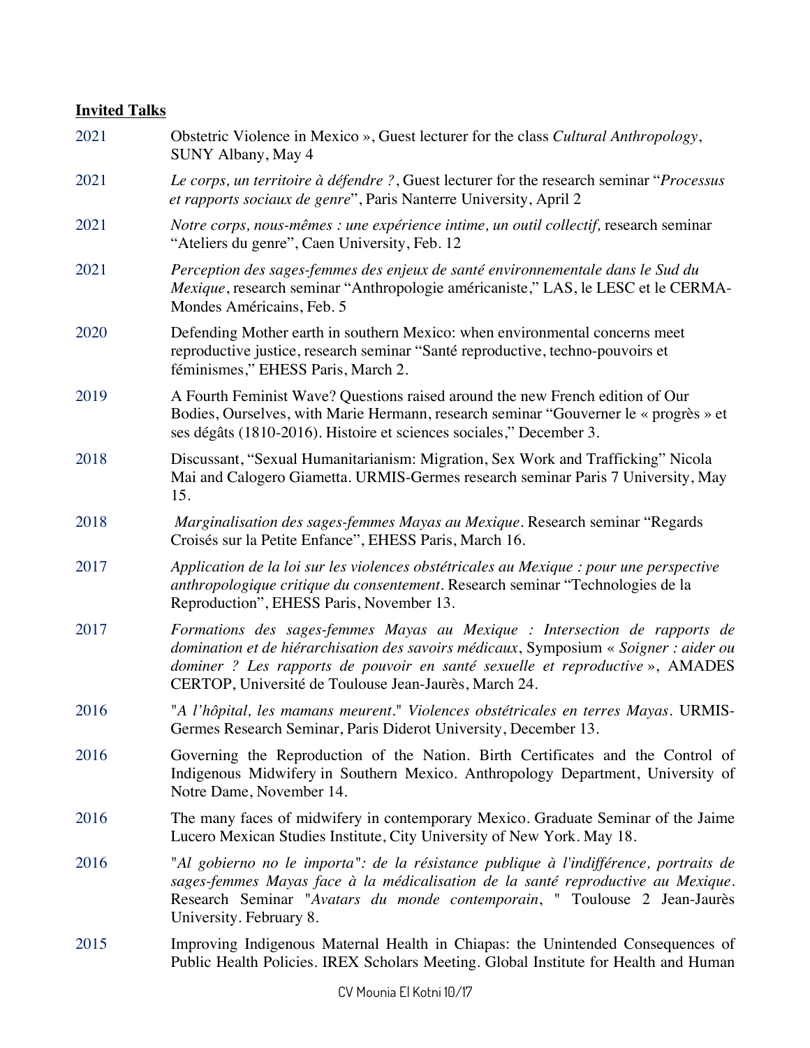**Invited Talks**

2021 Obstetric Violence in Mexico », Guest lecturer for the class *Cultural Anthropology*, SUNY Albany, May 4

2021 *Le corps, un territoire à défendre ?*, Guest lecturer for the research seminar "*Processus et rapports sociaux de genre*", Paris Nanterre University, April 2

2021 *Notre corps, nous-mêmes : une expérience intime, un outil collectif,* research seminar "Ateliers du genre", Caen University, Feb. 12

2021 *Perception des sages-femmes des enjeux de santé environnementale dans le Sud du Mexique*, research seminar "Anthropologie américaniste," LAS, le LESC et le CERMA-Mondes Américains, Feb. 5

2020 Defending Mother earth in southern Mexico: when environmental concerns meet reproductive justice, research seminar "Santé reproductive, techno-pouvoirs et féminismes," EHESS Paris, March 2.

2019 A Fourth Feminist Wave? Questions raised around the new French edition of Our Bodies, Ourselves, with Marie Hermann, research seminar "Gouverner le « progrès » et ses dégâts (1810-2016). Histoire et sciences sociales," December 3.

2018 Discussant, "Sexual Humanitarianism: Migration, Sex Work and Trafficking" Nicola Mai and Calogero Giametta. URMIS-Germes research seminar Paris 7 University, May 15.

2018 *Marginalisation des sages-femmes Mayas au Mexique*. Research seminar "Regards Croisés sur la Petite Enfance", EHESS Paris, March 16.

2017 *Application de la loi sur les violences obstétricales au Mexique : pour une perspective anthropologique critique du consentement*. Research seminar "Technologies de la Reproduction", EHESS Paris, November 13.

2017 *Formations des sages-femmes Mayas au Mexique : Intersection de rapports de domination et de hiérarchisation des savoirs médicaux*, Symposium « *Soigner : aider ou dominer ? Les rapports de pouvoir en santé sexuelle et reproductive* », AMADES CERTOP, Université de Toulouse Jean-Jaurès, March 24.

2016 "*A l'hôpital, les mamans meurent*." *Violences obstétricales en terres Mayas*. URMIS-Germes Research Seminar, Paris Diderot University, December 13.

2016 Governing the Reproduction of the Nation. Birth Certificates and the Control of Indigenous Midwifery in Southern Mexico. Anthropology Department, University of Notre Dame, November 14.

2016 The many faces of midwifery in contemporary Mexico. Graduate Seminar of the Jaime Lucero Mexican Studies Institute, City University of New York. May 18.

2016 "*Al gobierno no le importa*": *de la résistance publique à l'indifférence, portraits de sages-femmes Mayas face à la médicalisation de la santé reproductive au Mexique*. Research Seminar "*Avatars du monde contemporain*, " Toulouse 2 Jean-Jaurès University. February 8.

2015 Improving Indigenous Maternal Health in Chiapas: the Unintended Consequences of Public Health Policies. IREX Scholars Meeting. Global Institute for Health and Human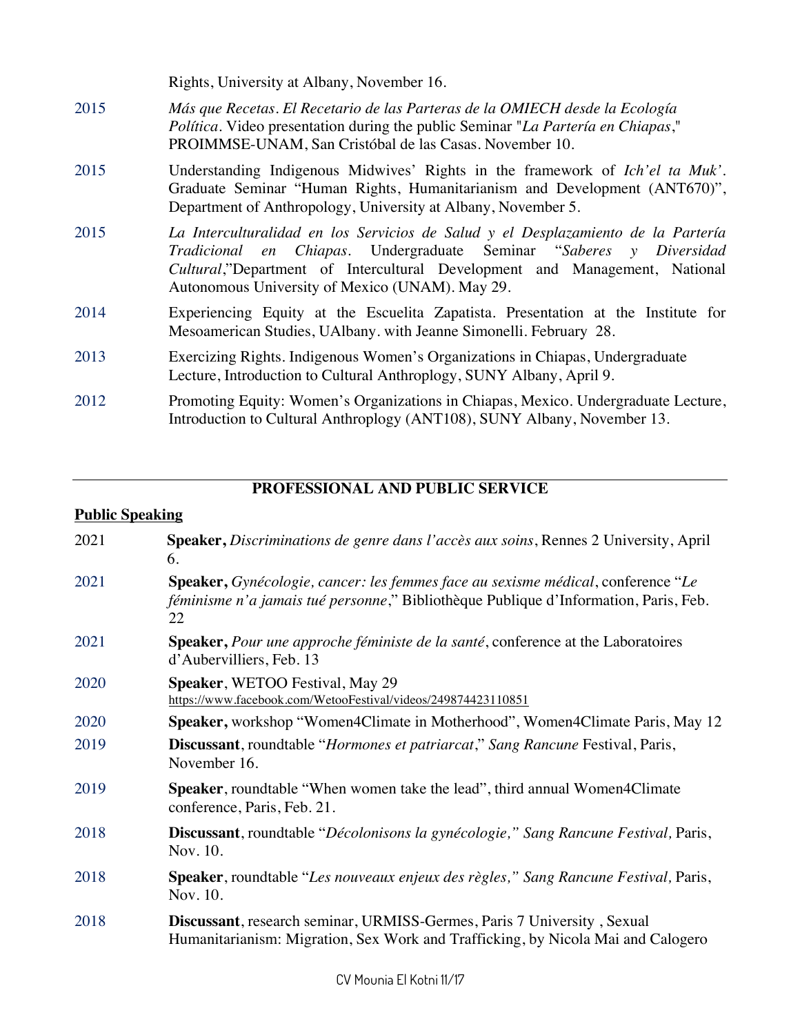Rights, University at Albany, November 16.

2015 *Más que Recetas. El Recetario de las Parteras de la OMIECH desde la Ecología Política*. Video presentation during the public Seminar "*La Partería en Chiapas*," PROIMMSE-UNAM, San Cristóbal de las Casas. November 10.

2015 Understanding Indigenous Midwives' Rights in the framework of *Ich'el ta Muk'*. Graduate Seminar "Human Rights, Humanitarianism and Development (ANT670)", Department of Anthropology, University at Albany, November 5.

2015 *La Interculturalidad en los Servicios de Salud y el Desplazamiento de la Partería Tradicional en Chiapas*. Undergraduate Seminar "*Saberes y Diversidad Cultural*,"Department of Intercultural Development and Management, National Autonomous University of Mexico (UNAM). May 29.

2014 Experiencing Equity at the Escuelita Zapatista. Presentation at the Institute for Mesoamerican Studies, UAlbany. with Jeanne Simonelli. February 28.

2013 Exercizing Rights. Indigenous Women's Organizations in Chiapas, Undergraduate Lecture, Introduction to Cultural Anthroplogy, SUNY Albany, April 9.

2012 Promoting Equity: Women's Organizations in Chiapas, Mexico. Undergraduate Lecture, Introduction to Cultural Anthroplogy (ANT108), SUNY Albany, November 13.

## PROFESSIONAL AND PUBLIC SERVICE

### Public Speaking

2021 **Speaker,** *Discriminations de genre dans l'accès aux soins*, Rennes 2 University, April 6.

2021 **Speaker,** *Gynécologie, cancer: les femmes face au sexisme médical*, conference "*Le féminisme n'a jamais tué personne*," Bibliothèque Publique d'Information, Paris, Feb. 22

2021 **Speaker,** *Pour une approche féministe de la santé*, conference at the Laboratoires d'Aubervilliers, Feb. 13

2020 **Speaker**, WETOO Festival, May 29 https://www.facebook.com/WetooFestival/videos/249874423110851

2020 **Speaker,** workshop "Women4Climate in Motherhood", Women4Climate Paris, May 12

2019 **Discussant**, roundtable "*Hormones et patriarcat*," *Sang Rancune* Festival, Paris, November 16.

2019 **Speaker**, roundtable "When women take the lead", third annual Women4Climate conference, Paris, Feb. 21.

2018 **Discussant**, roundtable "*Décolonisons la gynécologie," Sang Rancune Festival,* Paris, Nov. 10.

2018 **Speaker**, roundtable "*Les nouveaux enjeux des règles," Sang Rancune Festival,* Paris, Nov. 10.

2018 **Discussant**, research seminar, URMISS-Germes, Paris 7 University , Sexual Humanitarianism: Migration, Sex Work and Trafficking, by Nicola Mai and Calogero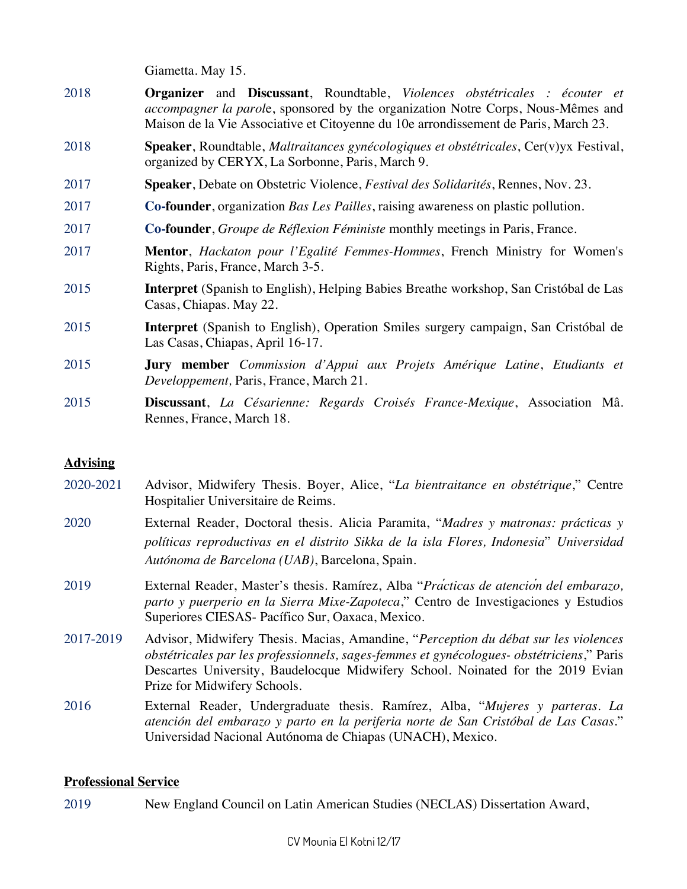Giametta. May 15.

2018 **Organizer** and **Discussant**, Roundtable, *Violences obstétricales : écouter et accompagner la parole*, sponsored by the organization Notre Corps, Nous-Mêmes and Maison de la Vie Associative et Citoyenne du 10e arrondissement de Paris, March 23.

2018 **Speaker**, Roundtable, *Maltraitances gynécologiques et obstétricales*, Cer(v)yx Festival, organized by CERYX, La Sorbonne, Paris, March 9.

2017 **Speaker**, Debate on Obstetric Violence, *Festival des Solidarités*, Rennes, Nov. 23.

2017 **Co-founder**, organization *Bas Les Pailles*, raising awareness on plastic pollution.

2017 **Co-founder**, *Groupe de Réflexion Féministe* monthly meetings in Paris, France.

2017 **Mentor**, *Hackaton pour l'Egalité Femmes-Hommes*, French Ministry for Women's Rights, Paris, France, March 3-5.

2015 **Interpret** (Spanish to English), Helping Babies Breathe workshop, San Cristóbal de Las Casas, Chiapas. May 22.

2015 **Interpret** (Spanish to English), Operation Smiles surgery campaign, San Cristóbal de Las Casas, Chiapas, April 16-17.

2015 **Jury member** *Commission d'Appui aux Projets Amérique Latine*, *Etudiants et Developpement,* Paris, France, March 21.

2015 **Discussant**, *La Césarienne: Regards Croisés France-Mexique*, Association Mâ. Rennes, France, March 18.

## Advising

2020-2021 Advisor, Midwifery Thesis. Boyer, Alice, "*La bientraitance en obstétrique*," Centre Hospitalier Universitaire de Reims.

2020 External Reader, Doctoral thesis. Alicia Paramita, "*Madres y matronas: prácticas y políticas reproductivas en el distrito Sikka de la isla Flores, Indonesia*" *Universidad Autónoma de Barcelona (UAB)*, Barcelona, Spain.

2019 External Reader, Master's thesis. Ramírez, Alba "*Prácticas de atención del embarazo, parto y puerperio en la Sierra Mixe-Zapoteca*," Centro de Investigaciones y Estudios Superiores CIESAS- Pacífico Sur, Oaxaca, Mexico.

2017-2019 Advisor, Midwifery Thesis. Macias, Amandine, "*Perception du débat sur les violences obstétricales par les professionnels, sages-femmes et gynécologues- obstétriciens*," Paris Descartes University, Baudelocque Midwifery School. Noinated for the 2019 Evian Prize for Midwifery Schools.

2016 External Reader, Undergraduate thesis. Ramírez, Alba, "*Mujeres y parteras. La atención del embarazo y parto en la periferia norte de San Cristóbal de Las Casas*." Universidad Nacional Autónoma de Chiapas (UNACH), Mexico.

## Professional Service

2019 New England Council on Latin American Studies (NECLAS) Dissertation Award,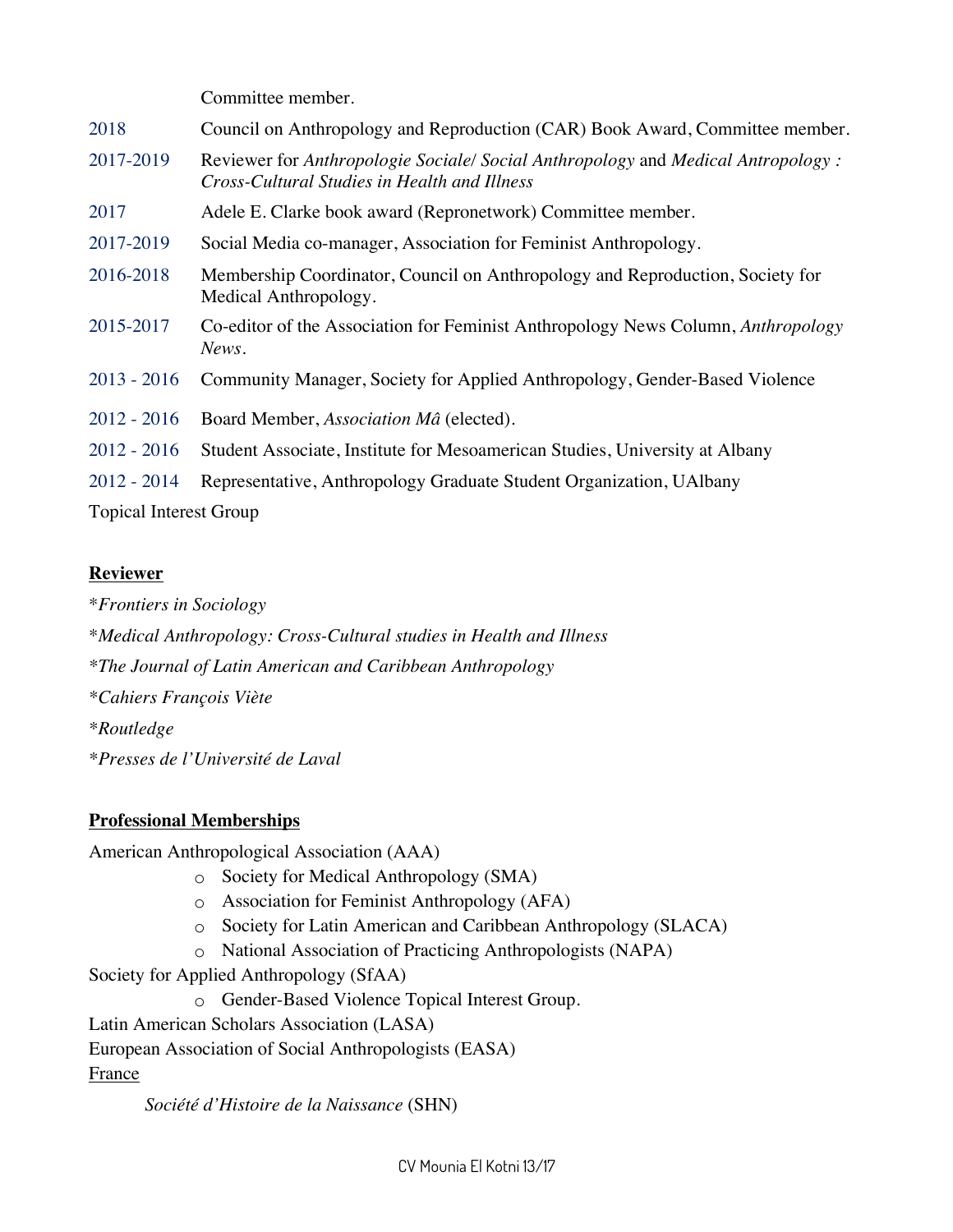Committee member.

2018 Council on Anthropology and Reproduction (CAR) Book Award, Committee member.

2017-2019 Reviewer for *Anthropologie Sociale/ Social Anthropology* and *Medical Antropology : Cross-Cultural Studies in Health and Illness*

2017 Adele E. Clarke book award (Repronetwork) Committee member.

2017-2019 Social Media co-manager, Association for Feminist Anthropology.

2016-2018 Membership Coordinator, Council on Anthropology and Reproduction, Society for Medical Anthropology.

2015-2017 Co-editor of the Association for Feminist Anthropology News Column, *Anthropology News*.

2013 - 2016 Community Manager, Society for Applied Anthropology, Gender-Based Violence

2012 - 2016 Board Member, *Association Mâ* (elected).

2012 - 2016 Student Associate, Institute for Mesoamerican Studies, University at Albany

2012 - 2014 Representative, Anthropology Graduate Student Organization, UAlbany

Topical Interest Group

**Reviewer**

*\*Frontiers in Sociology*

*\*Medical Anthropology: Cross-Cultural studies in Health and Illness*

*\*The Journal of Latin American and Caribbean Anthropology*

*\*Cahiers François Viète*

*\*Routledge*

*\*Presses de l'Université de Laval*

**Professional Memberships**

American Anthropological Association (AAA)

- Society for Medical Anthropology (SMA)
- Association for Feminist Anthropology (AFA)
- Society for Latin American and Caribbean Anthropology (SLACA)
- National Association of Practicing Anthropologists (NAPA)

Society for Applied Anthropology (SfAA)

- Gender-Based Violence Topical Interest Group.

Latin American Scholars Association (LASA)

European Association of Social Anthropologists (EASA)

France

*Société d'Histoire de la Naissance* (SHN)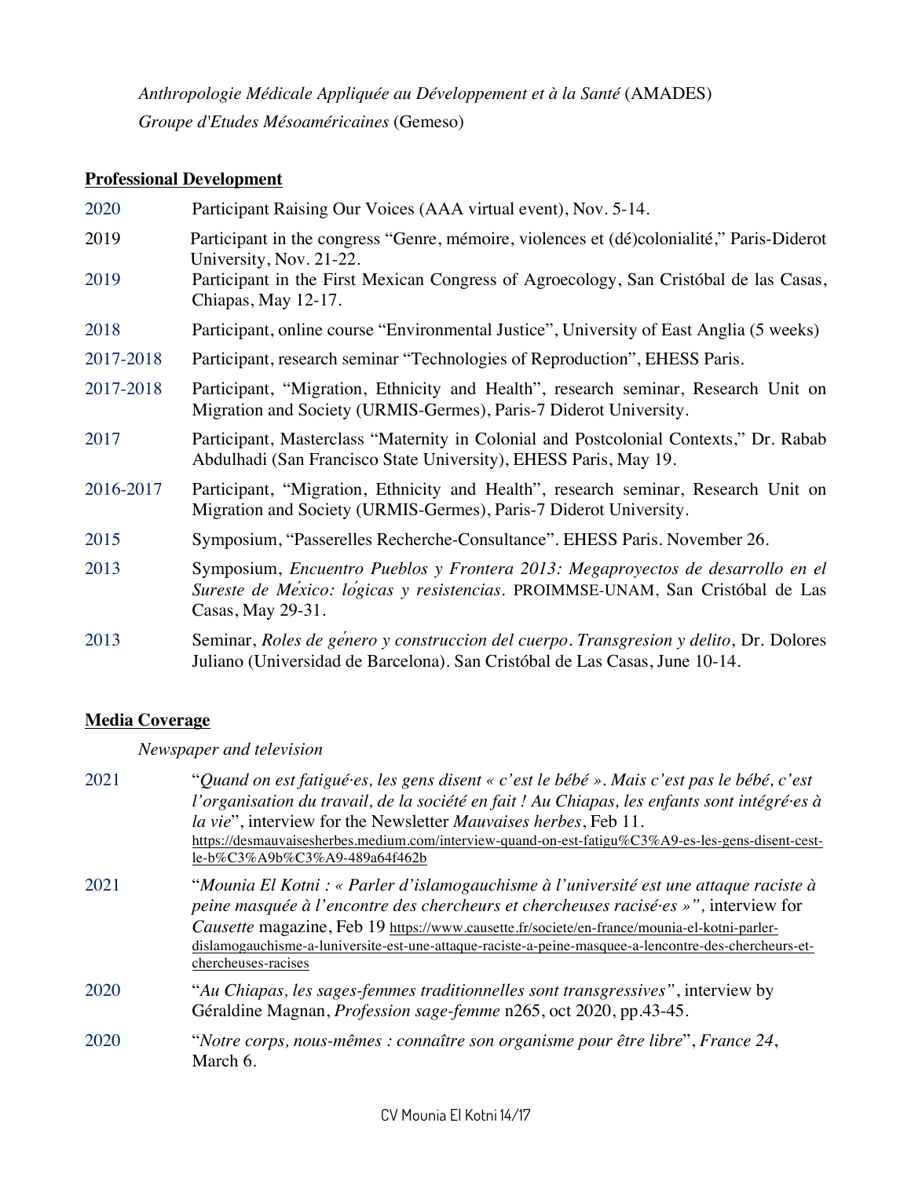*Anthropologie Médicale Appliquée au Développement et à la Santé* (AMADES)

*Groupe d'Etudes Mésoaméricaines* (Gemeso)

## Professional Development

| | |
|---|---|
| 2020 | Participant Raising Our Voices (AAA virtual event), Nov. 5-14. |
| 2019 | Participant in the congress "Genre, mémoire, violences et (dé)colonialité," Paris-Diderot University, Nov. 21-22. |
| 2019 | Participant in the First Mexican Congress of Agroecology, San Cristóbal de las Casas, Chiapas, May 12-17. |
| 2018 | Participant, online course "Environmental Justice", University of East Anglia (5 weeks) |
| 2017-2018 | Participant, research seminar "Technologies of Reproduction", EHESS Paris. |
| 2017-2018 | Participant, "Migration, Ethnicity and Health", research seminar, Research Unit on Migration and Society (URMIS-Germes), Paris-7 Diderot University. |
| 2017 | Participant, Masterclass "Maternity in Colonial and Postcolonial Contexts," Dr. Rabab Abdulhadi (San Francisco State University), EHESS Paris, May 19. |
| 2016-2017 | Participant, "Migration, Ethnicity and Health", research seminar, Research Unit on Migration and Society (URMIS-Germes), Paris-7 Diderot University. |
| 2015 | Symposium, "Passerelles Recherche-Consultance". EHESS Paris. November 26. |
| 2013 | Symposium, *Encuentro Pueblos y Frontera 2013: Megaproyectos de desarrollo en el Sureste de México: lógicas y resistencias*. PROIMMSE-UNAM, San Cristóbal de Las Casas, May 29-31. |
| 2013 | Seminar, *Roles de género y construccion del cuerpo. Transgresion y delito*, Dr. Dolores Juliano (Universidad de Barcelona). San Cristóbal de Las Casas, June 10-14. |

## Media Coverage

*Newspaper and television*

| | |
|---|---|
| 2021 | "*Quand on est fatigué·es, les gens disent « c'est le bébé ». Mais c'est pas le bébé, c'est l'organisation du travail, de la société en fait ! Au Chiapas, les enfants sont intégré·es à la vie*", interview for the Newsletter *Mauvaises herbes*, Feb 11. https://desmauvaisesherbes.medium.com/interview-quand-on-est-fatigu%C3%A9-es-les-gens-disent-cest-le-b%C3%A9b%C3%A9-489a64f462b |
| 2021 | "*Mounia El Kotni : « Parler d'islamogauchisme à l'université est une attaque raciste à peine masquée à l'encontre des chercheurs et chercheuses racisé·es »"*, interview for *Causette* magazine, Feb 19 https://www.causette.fr/societe/en-france/mounia-el-kotni-parler-dislamogauchisme-a-luniversite-est-une-attaque-raciste-a-peine-masquee-a-lencontre-des-chercheurs-et-chercheuses-racises |
| 2020 | "*Au Chiapas, les sages-femmes traditionnelles sont transgressives"*, interview by Géraldine Magnan, *Profession sage-femme* n265, oct 2020, pp.43-45. |
| 2020 | "*Notre corps, nous-mêmes : connaître son organisme pour être libre*", *France 24*, March 6. |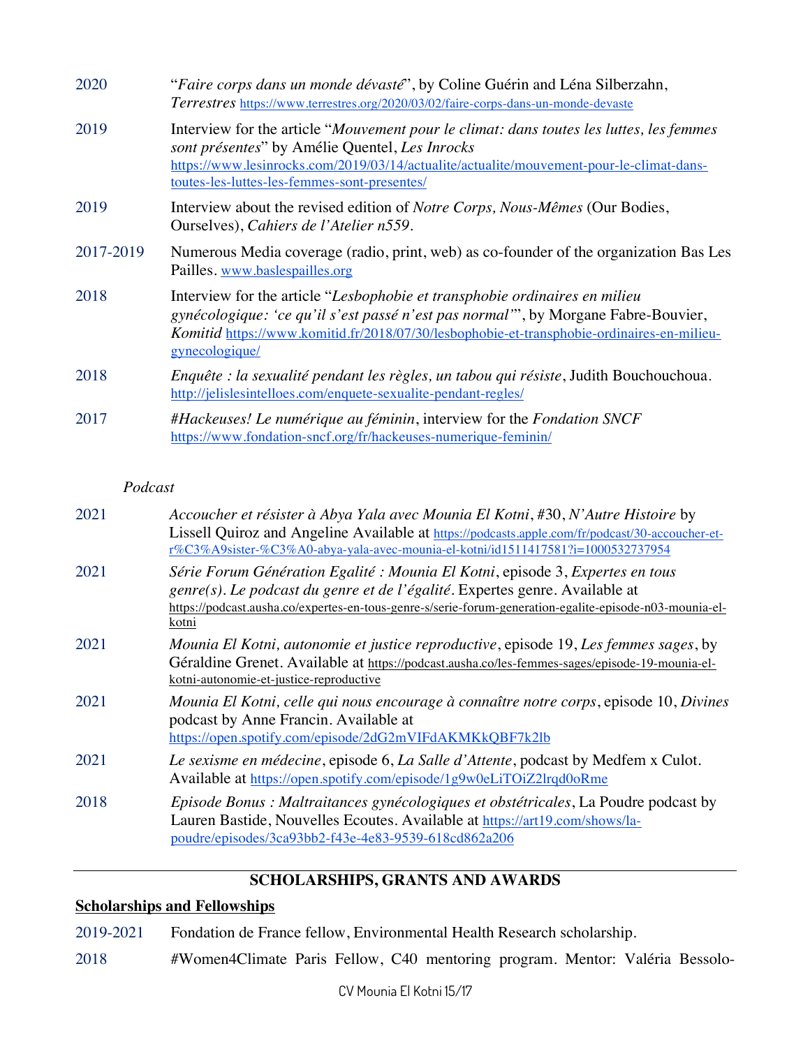| | |
|---|---|
| 2020 | "*Faire corps dans un monde dévasté*", by Coline Guérin and Léna Silberzahn, *Terrestres* https://www.terrestres.org/2020/03/02/faire-corps-dans-un-monde-devaste |
| 2019 | Interview for the article "*Mouvement pour le climat: dans toutes les luttes, les femmes sont présentes*" by Amélie Quentel, *Les Inrocks* https://www.lesinrocks.com/2019/03/14/actualite/actualite/mouvement-pour-le-climat-dans-toutes-les-luttes-les-femmes-sont-presentes/ |
| 2019 | Interview about the revised edition of *Notre Corps, Nous-Mêmes* (Our Bodies, Ourselves), *Cahiers de l'Atelier n559*. |
| 2017-2019 | Numerous Media coverage (radio, print, web) as co-founder of the organization Bas Les Pailles. www.baslespailles.org |
| 2018 | Interview for the article "*Lesbophobie et transphobie ordinaires en milieu gynécologique: 'ce qu'il s'est passé n'est pas normal'*", by Morgane Fabre-Bouvier, *Komitid* https://www.komitid.fr/2018/07/30/lesbophobie-et-transphobie-ordinaires-en-milieu-gynecologique/ |
| 2018 | *Enquête : la sexualité pendant les règles, un tabou qui résiste*, Judith Bouchouchoua. http://jelislesintelloes.com/enquete-sexualite-pendant-regles/ |
| 2017 | *#Hackeuses! Le numérique au féminin*, interview for the *Fondation SNCF* https://www.fondation-sncf.org/fr/hackeuses-numerique-feminin/ |

*Podcast*

| | |
|---|---|
| 2021 | *Accoucher et résister à Abya Yala avec Mounia El Kotni*, #30, *N'Autre Histoire* by Lissell Quiroz and Angeline Available at https://podcasts.apple.com/fr/podcast/30-accoucher-et-r%C3%A9sister-%C3%A0-abya-yala-avec-mounia-el-kotni/id1511417581?i=1000532737954 |
| 2021 | *Série Forum Génération Egalité : Mounia El Kotni*, episode 3, *Expertes en tous genre(s). Le podcast du genre et de l'égalité*. Expertes genre. Available at https://podcast.ausha.co/expertes-en-tous-genre-s/serie-forum-generation-egalite-episode-n03-mounia-el-kotni |
| 2021 | *Mounia El Kotni, autonomie et justice reproductive*, episode 19, *Les femmes sages*, by Géraldine Grenet. Available at https://podcast.ausha.co/les-femmes-sages/episode-19-mounia-el-kotni-autonomie-et-justice-reproductive |
| 2021 | *Mounia El Kotni, celle qui nous encourage à connaître notre corps*, episode 10, *Divines* podcast by Anne Francin. Available at https://open.spotify.com/episode/2dG2mVIFdAKMKkQBF7k2lb |
| 2021 | *Le sexisme en médecine*, episode 6, *La Salle d'Attente*, podcast by Medfem x Culot. Available at https://open.spotify.com/episode/1g9w0eLiTOiZ2lrqd0oRme |
| 2018 | *Episode Bonus : Maltraitances gynécologiques et obstétricales*, La Poudre podcast by Lauren Bastide, Nouvelles Ecoutes. Available at https://art19.com/shows/la-poudre/episodes/3ca93bb2-f43e-4e83-9539-618cd862a206 |

## SCHOLARSHIPS, GRANTS AND AWARDS

**Scholarships and Fellowships**

| | |
|---|---|
| 2019-2021 | Fondation de France fellow, Environmental Health Research scholarship. |
| 2018 | #Women4Climate Paris Fellow, C40 mentoring program. Mentor: Valéria Bessolo- |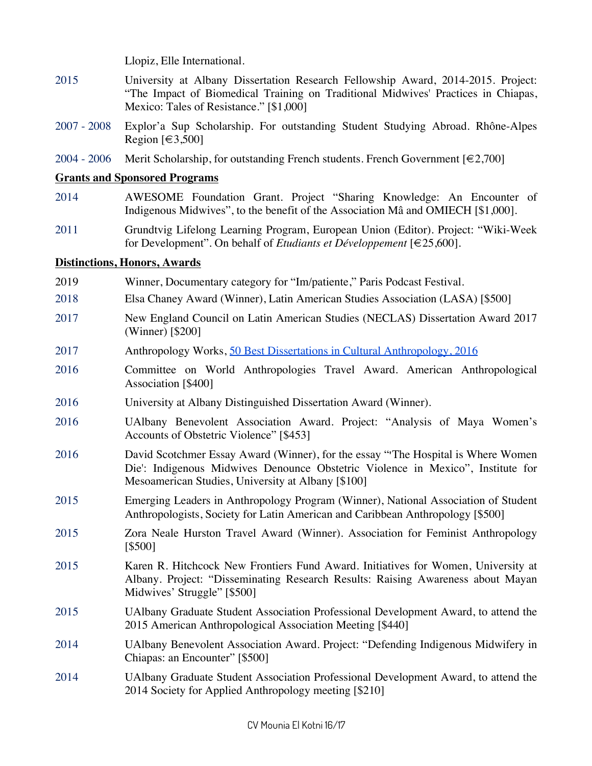Llopiz, Elle International.

2015 University at Albany Dissertation Research Fellowship Award, 2014-2015. Project: "The Impact of Biomedical Training on Traditional Midwives' Practices in Chiapas, Mexico: Tales of Resistance." [$1,000]

2007 - 2008 Explor'a Sup Scholarship. For outstanding Student Studying Abroad. Rhône-Alpes Region [€3,500]

2004 - 2006 Merit Scholarship, for outstanding French students. French Government [€2,700]

## Grants and Sponsored Programs

2014 AWESOME Foundation Grant. Project "Sharing Knowledge: An Encounter of Indigenous Midwives", to the benefit of the Association Mâ and OMIECH [$1,000].

2011 Grundtvig Lifelong Learning Program, European Union (Editor). Project: "Wiki-Week for Development". On behalf of *Etudiants et Développement* [€25,600].

## Distinctions, Honors, Awards

2019 Winner, Documentary category for "Im/patiente," Paris Podcast Festival.

2018 Elsa Chaney Award (Winner), Latin American Studies Association (LASA) [$500]

2017 New England Council on Latin American Studies (NECLAS) Dissertation Award 2017 (Winner) [$200]

2017 Anthropology Works, 50 Best Dissertations in Cultural Anthropology, 2016

2016 Committee on World Anthropologies Travel Award. American Anthropological Association [$400]

2016 University at Albany Distinguished Dissertation Award (Winner).

2016 UAlbany Benevolent Association Award. Project: "Analysis of Maya Women's Accounts of Obstetric Violence" [$453]

2016 David Scotchmer Essay Award (Winner), for the essay "'The Hospital is Where Women Die': Indigenous Midwives Denounce Obstetric Violence in Mexico", Institute for Mesoamerican Studies, University at Albany [$100]

2015 Emerging Leaders in Anthropology Program (Winner), National Association of Student Anthropologists, Society for Latin American and Caribbean Anthropology [$500]

2015 Zora Neale Hurston Travel Award (Winner). Association for Feminist Anthropology [$500]

2015 Karen R. Hitchcock New Frontiers Fund Award. Initiatives for Women, University at Albany. Project: "Disseminating Research Results: Raising Awareness about Mayan Midwives' Struggle" [$500]

2015 UAlbany Graduate Student Association Professional Development Award, to attend the 2015 American Anthropological Association Meeting [$440]

2014 UAlbany Benevolent Association Award. Project: "Defending Indigenous Midwifery in Chiapas: an Encounter" [$500]

2014 UAlbany Graduate Student Association Professional Development Award, to attend the 2014 Society for Applied Anthropology meeting [$210]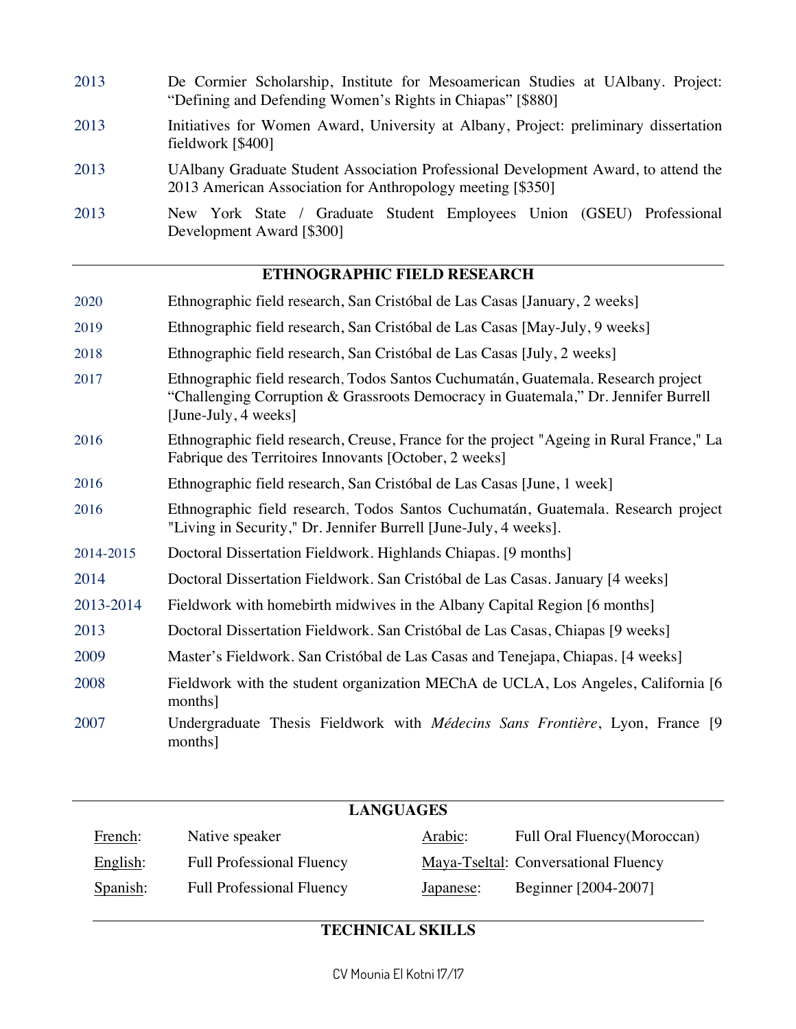2013 De Cormier Scholarship, Institute for Mesoamerican Studies at UAlbany. Project: "Defining and Defending Women's Rights in Chiapas" [$880]

2013 Initiatives for Women Award, University at Albany, Project: preliminary dissertation fieldwork [$400]

2013 UAlbany Graduate Student Association Professional Development Award, to attend the 2013 American Association for Anthropology meeting [$350]

2013 New York State / Graduate Student Employees Union (GSEU) Professional Development Award [$300]

## ETHNOGRAPHIC FIELD RESEARCH

2020 Ethnographic field research, San Cristóbal de Las Casas [January, 2 weeks]

2019 Ethnographic field research, San Cristóbal de Las Casas [May-July, 9 weeks]

2018 Ethnographic field research, San Cristóbal de Las Casas [July, 2 weeks]

2017 Ethnographic field research, Todos Santos Cuchumatán, Guatemala. Research project "Challenging Corruption & Grassroots Democracy in Guatemala," Dr. Jennifer Burrell [June-July, 4 weeks]

2016 Ethnographic field research, Creuse, France for the project "Ageing in Rural France," La Fabrique des Territoires Innovants [October, 2 weeks]

2016 Ethnographic field research, San Cristóbal de Las Casas [June, 1 week]

2016 Ethnographic field research, Todos Santos Cuchumatán, Guatemala. Research project "Living in Security," Dr. Jennifer Burrell [June-July, 4 weeks].

2014-2015 Doctoral Dissertation Fieldwork. Highlands Chiapas. [9 months]

2014 Doctoral Dissertation Fieldwork. San Cristóbal de Las Casas. January [4 weeks]

2013-2014 Fieldwork with homebirth midwives in the Albany Capital Region [6 months]

2013 Doctoral Dissertation Fieldwork. San Cristóbal de Las Casas, Chiapas [9 weeks]

2009 Master's Fieldwork. San Cristóbal de Las Casas and Tenejapa, Chiapas. [4 weeks]

2008 Fieldwork with the student organization MEChA de UCLA, Los Angeles, California [6 months]

2007 Undergraduate Thesis Fieldwork with *Médecins Sans Frontière*, Lyon, France [9 months]

## LANGUAGES

| | | | |
|---|---|---|---|
| French: | Native speaker | Arabic: | Full Oral Fluency(Moroccan) |
| English: | Full Professional Fluency | Maya-Tseltal: | Conversational Fluency |
| Spanish: | Full Professional Fluency | Japanese: | Beginner [2004-2007] |

## TECHNICAL SKILLS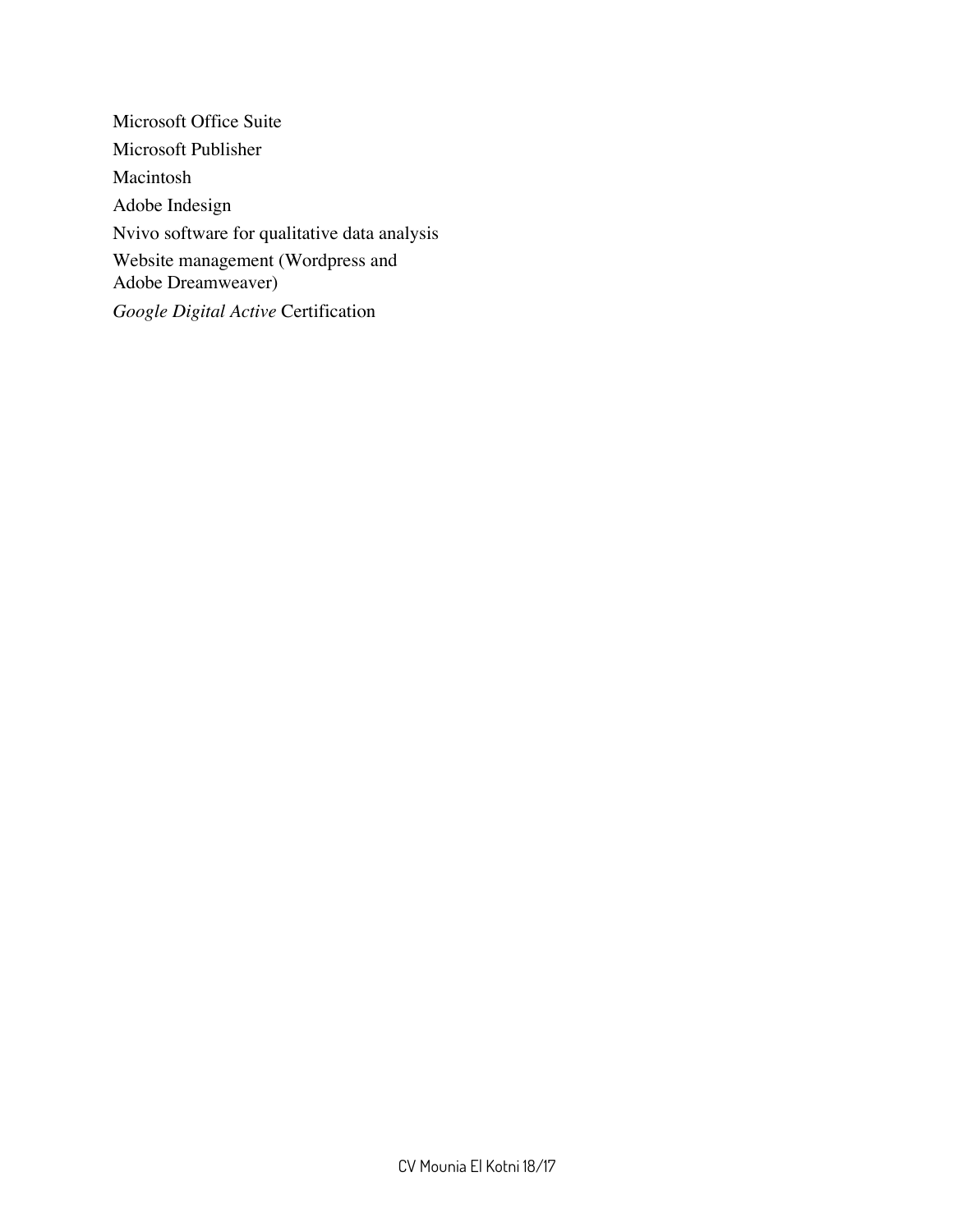Microsoft Office Suite

Microsoft Publisher

Macintosh

Adobe Indesign

Nvivo software for qualitative data analysis

Website management (Wordpress and Adobe Dreamweaver)

*Google Digital Active* Certification